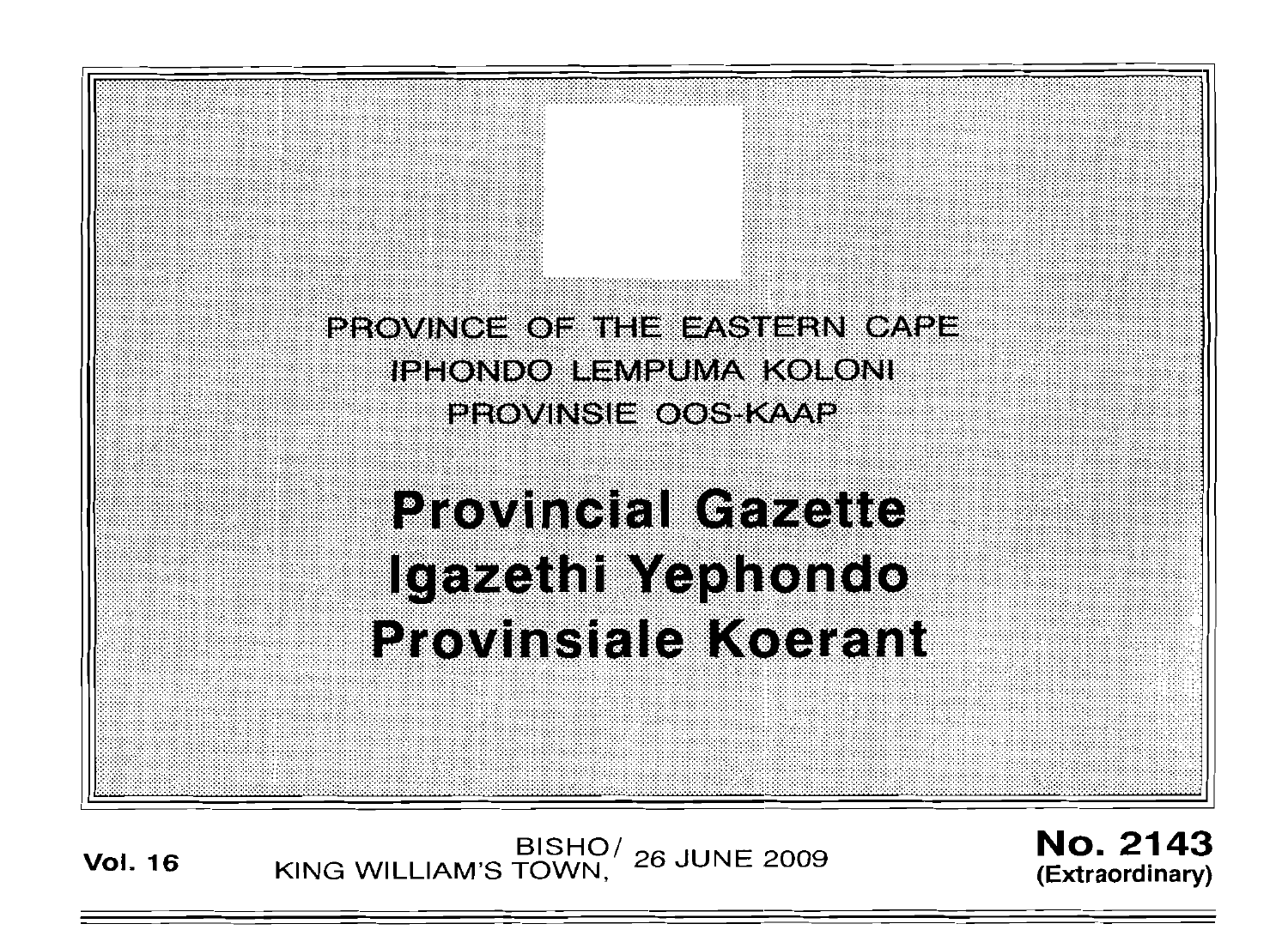PROVINCE OF THE EASTERN CAPE
IPHONDO LEMPUMA KOLONI
PROVINSIE OOS-KAAP

# Provincial Gazette
# Igazethi Yephondo
# Provinsiale Koerant

**Vol. 16** BISHO/ KING WILLIAM'S TOWN, 26 JUNE 2009 **No. 2143 (Extraordinary)**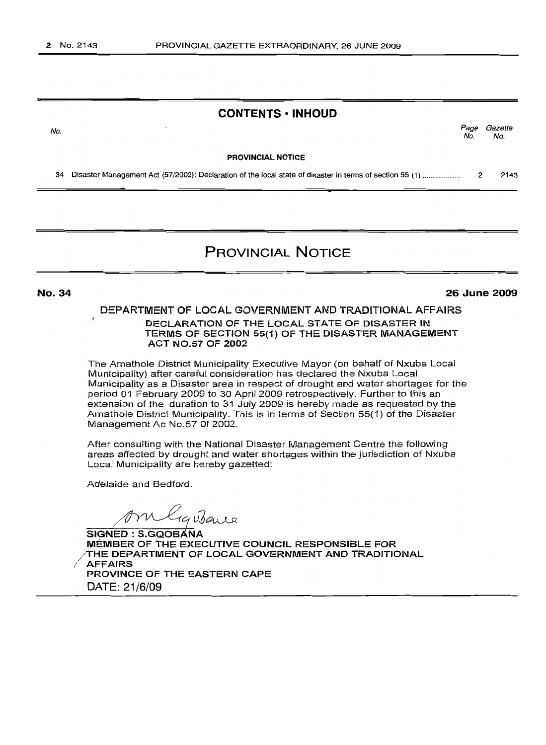## CONTENTS • INHOUD

| No. | | Page No. | Gazette No. |
|---|---|---|---|
| | **PROVINCIAL NOTICE** | | |
| 34 | Disaster Management Act (57/2002): Declaration of the local state of disaster in terms of section 55 (1) ................. | 2 | 2143 |

# PROVINCIAL NOTICE

**No. 34** **26 June 2009**

### DEPARTMENT OF LOCAL GOVERNMENT AND TRADITIONAL AFFAIRS

#### DECLARATION OF THE LOCAL STATE OF DISASTER IN TERMS OF SECTION 55(1) OF THE DISASTER MANAGEMENT ACT NO.57 OF 2002

The Amathole District Municipality Executive Mayor (on behalf of Nxuba Local Municipality) after careful consideration has declared the Nxuba Local Municipality as a Disaster area in respect of drought and water shortages for the period 01 February 2009 to 30 April 2009 retrospectively. Further to this an extension of the duration to 31 July 2009 is hereby made as requested by the Amathole District Municipality. This is in terms of Section 55(1) of the Disaster Management Ac No.57 Of 2002.

After consulting with the National Disaster Management Centre the following areas affected by drought and water shortages within the jurisdiction of Nxuba Local Municipality are hereby gazetted:

Adelaide and Bedford.

SIGNED : S.GQOBANA
MEMBER OF THE EXECUTIVE COUNCIL RESPONSIBLE FOR THE DEPARTMENT OF LOCAL GOVERNMENT AND TRADITIONAL AFFAIRS
PROVINCE OF THE EASTERN CAPE
DATE: 21/6/09